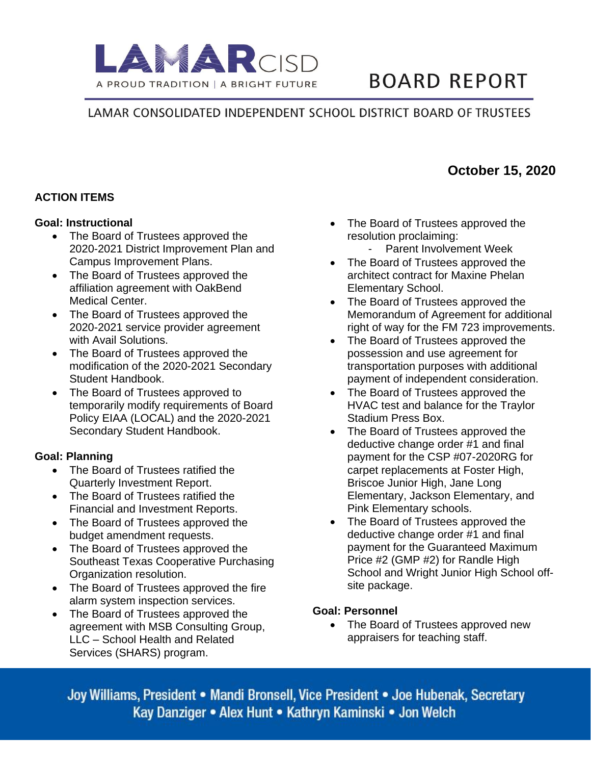# LAMAR CISD

A PROUD TRADITION | A BRIGHT FUTURE

# BOARD REPORT

LAMAR CONSOLIDATED INDEPENDENT SCHOOL DISTRICT BOARD OF TRUSTEES

**October 15, 2020**

## ACTION ITEMS

### Goal: Instructional

- The Board of Trustees approved the 2020-2021 District Improvement Plan and Campus Improvement Plans.
- The Board of Trustees approved the affiliation agreement with OakBend Medical Center.
- The Board of Trustees approved the 2020-2021 service provider agreement with Avail Solutions.
- The Board of Trustees approved the modification of the 2020-2021 Secondary Student Handbook.
- The Board of Trustees approved to temporarily modify requirements of Board Policy EIAA (LOCAL) and the 2020-2021 Secondary Student Handbook.

### Goal: Planning

- The Board of Trustees ratified the Quarterly Investment Report.
- The Board of Trustees ratified the Financial and Investment Reports.
- The Board of Trustees approved the budget amendment requests.
- The Board of Trustees approved the Southeast Texas Cooperative Purchasing Organization resolution.
- The Board of Trustees approved the fire alarm system inspection services.
- The Board of Trustees approved the agreement with MSB Consulting Group, LLC – School Health and Related Services (SHARS) program.
- The Board of Trustees approved the resolution proclaiming:
  - Parent Involvement Week
- The Board of Trustees approved the architect contract for Maxine Phelan Elementary School.
- The Board of Trustees approved the Memorandum of Agreement for additional right of way for the FM 723 improvements.
- The Board of Trustees approved the possession and use agreement for transportation purposes with additional payment of independent consideration.
- The Board of Trustees approved the HVAC test and balance for the Traylor Stadium Press Box.
- The Board of Trustees approved the deductive change order #1 and final payment for the CSP #07-2020RG for carpet replacements at Foster High, Briscoe Junior High, Jane Long Elementary, Jackson Elementary, and Pink Elementary schools.
- The Board of Trustees approved the deductive change order #1 and final payment for the Guaranteed Maximum Price #2 (GMP #2) for Randle High School and Wright Junior High School off-site package.

### Goal: Personnel

- The Board of Trustees approved new appraisers for teaching staff.

Joy Williams, President • Mandi Bronsell, Vice President • Joe Hubenak, Secretary
Kay Danziger • Alex Hunt • Kathryn Kaminski • Jon Welch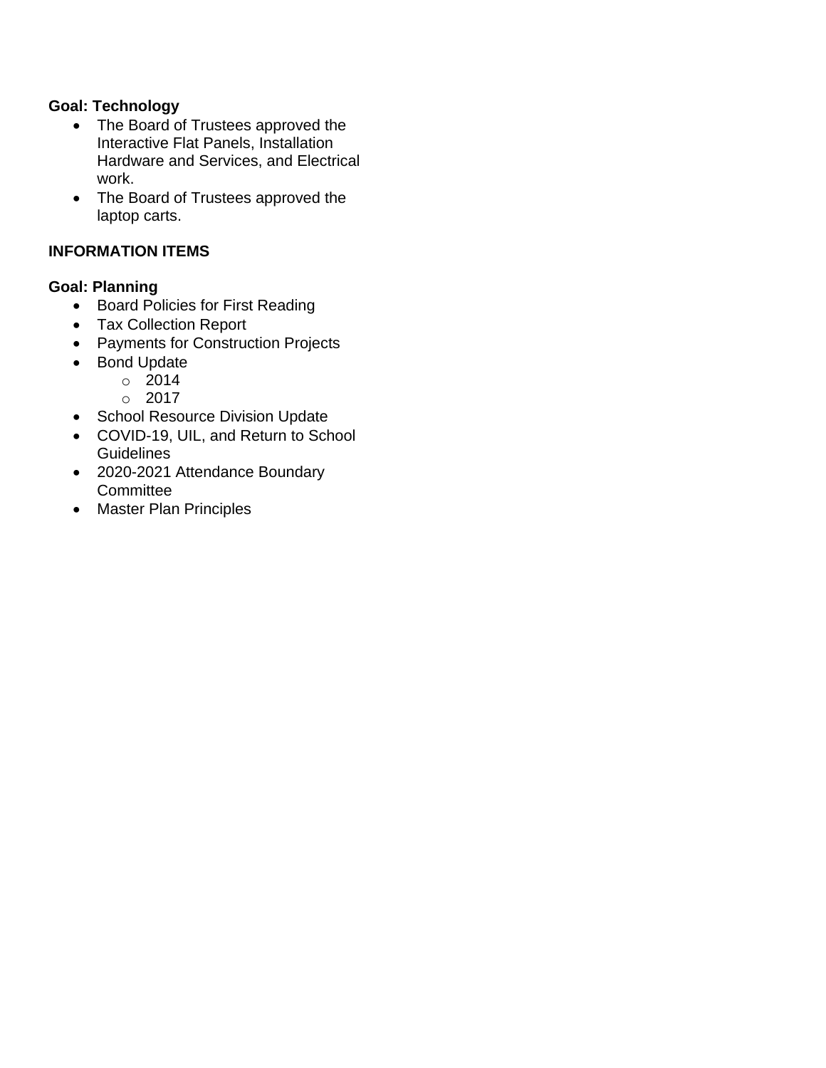**Goal: Technology**

- The Board of Trustees approved the Interactive Flat Panels, Installation Hardware and Services, and Electrical work.
- The Board of Trustees approved the laptop carts.

**INFORMATION ITEMS**

**Goal: Planning**

- Board Policies for First Reading
- Tax Collection Report
- Payments for Construction Projects
- Bond Update
  - 2014
  - 2017
- School Resource Division Update
- COVID-19, UIL, and Return to School Guidelines
- 2020-2021 Attendance Boundary Committee
- Master Plan Principles